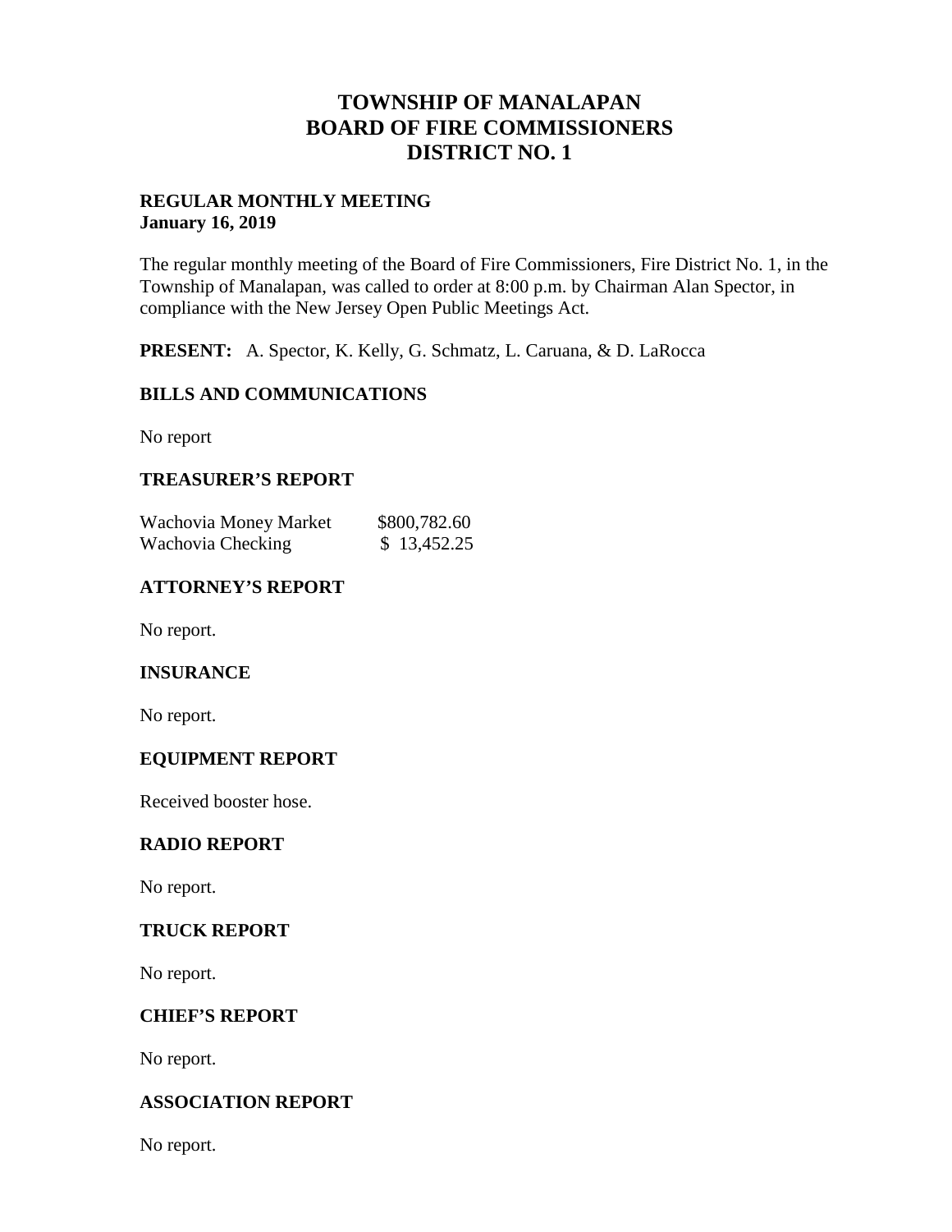# TOWNSHIP OF MANALAPAN
# BOARD OF FIRE COMMISSIONERS
# DISTRICT NO. 1

**REGULAR MONTHLY MEETING**
**January 16, 2019**

The regular monthly meeting of the Board of Fire Commissioners, Fire District No. 1, in the Township of Manalapan, was called to order at 8:00 p.m. by Chairman Alan Spector, in compliance with the New Jersey Open Public Meetings Act.

**PRESENT:** A. Spector, K. Kelly, G. Schmatz, L. Caruana, & D. LaRocca

## BILLS AND COMMUNICATIONS

No report

## TREASURER'S REPORT

| | |
|---|---|
| Wachovia Money Market | $800,782.60 |
| Wachovia Checking | $ 13,452.25 |

## ATTORNEY'S REPORT

No report.

## INSURANCE

No report.

## EQUIPMENT REPORT

Received booster hose.

## RADIO REPORT

No report.

## TRUCK REPORT

No report.

## CHIEF'S REPORT

No report.

## ASSOCIATION REPORT

No report.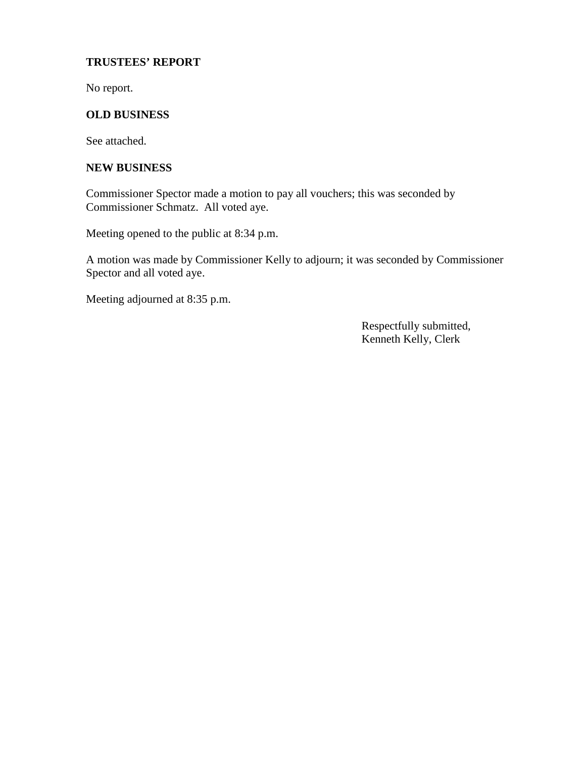## TRUSTEES' REPORT

No report.

## OLD BUSINESS

See attached.

## NEW BUSINESS

Commissioner Spector made a motion to pay all vouchers; this was seconded by Commissioner Schmatz. All voted aye.

Meeting opened to the public at 8:34 p.m.

A motion was made by Commissioner Kelly to adjourn; it was seconded by Commissioner Spector and all voted aye.

Meeting adjourned at 8:35 p.m.

Respectfully submitted,
Kenneth Kelly, Clerk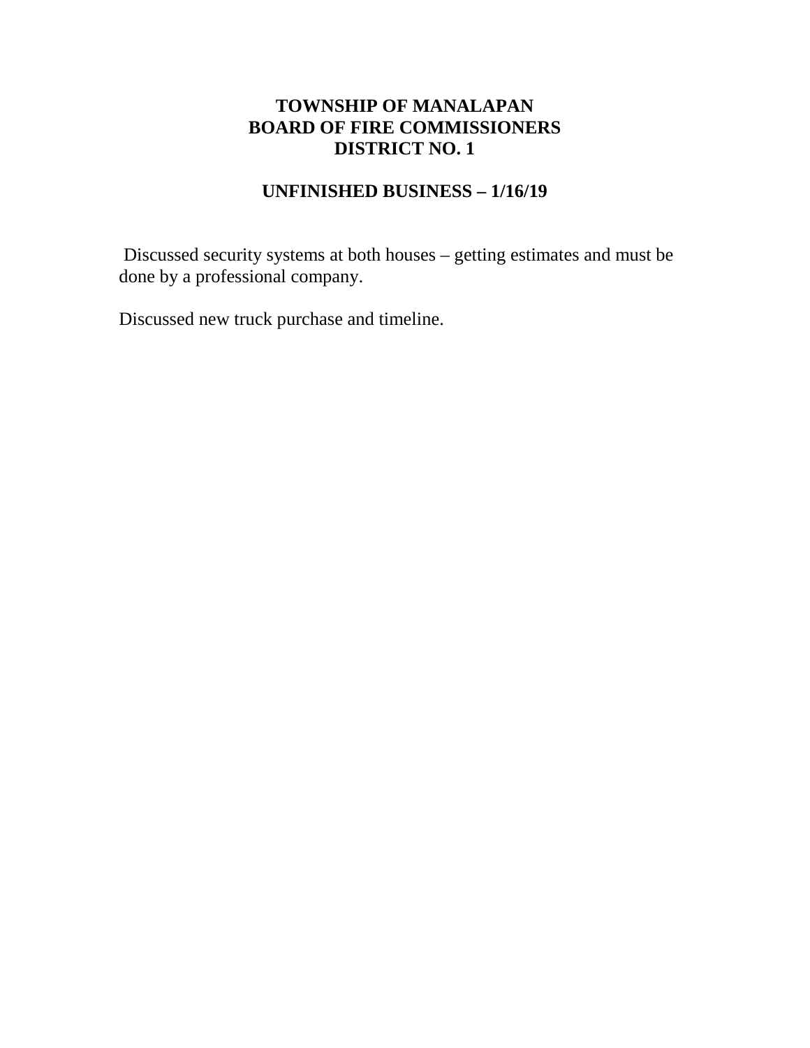**TOWNSHIP OF MANALAPAN**
**BOARD OF FIRE COMMISSIONERS**
**DISTRICT NO. 1**

**UNFINISHED BUSINESS – 1/16/19**

Discussed security systems at both houses – getting estimates and must be done by a professional company.

Discussed new truck purchase and timeline.